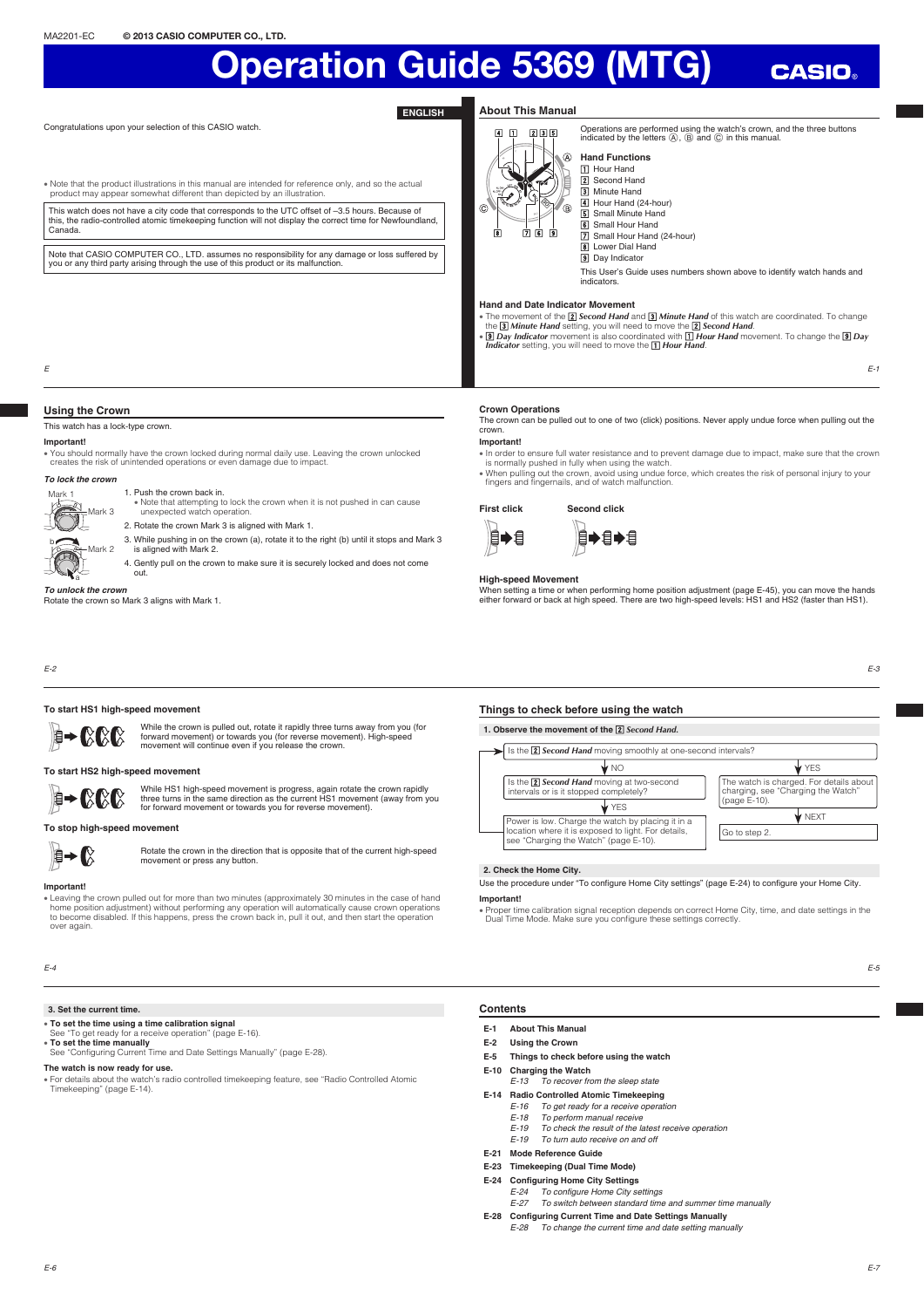MA2201-EC © 2013 CASIO COMPUTER CO., LTD.

# Operation Guide 5369 (MTG)

CASIO

ENGLISH

Congratulations upon your selection of this CASIO watch.

- Note that the product illustrations in this manual are intended for reference only, and so the actual product may appear somewhat different than depicted by an illustration.

This watch does not have a city code that corresponds to the UTC offset of –3.5 hours. Because of this, the radio-controlled atomic timekeeping function will not display the correct time for Newfoundland, Canada.

Note that CASIO COMPUTER CO., LTD. assumes no responsibility for any damage or loss suffered by you or any third party arising through the use of this product or its malfunction.

## About This Manual

Operations are performed using the watch's crown, and the three buttons indicated by the letters Ⓐ, Ⓑ and Ⓒ in this manual.

### Hand Functions

1. Hour Hand
2. Second Hand
3. Minute Hand
4. Hour Hand (24-hour)
5. Small Minute Hand
6. Small Hour Hand
7. Small Hour Hand (24-hour)
8. Lower Dial Hand
9. Day Indicator

This User's Guide uses numbers shown above to identify watch hands and indicators.

### Hand and Date Indicator Movement

- The movement of the 2 *Second Hand* and 3 *Minute Hand* of this watch are coordinated. To change the 3 *Minute Hand* setting, you will need to move the 2 *Second Hand*.
- 9 *Day Indicator* movement is also coordinated with 1 *Hour Hand* movement. To change the 9 *Day Indicator* setting, you will need to move the 1 *Hour Hand*.

## Using the Crown

This watch has a lock-type crown.

**Important!**

- You should normally have the crown locked during normal daily use. Leaving the crown unlocked creates the risk of unintended operations or even damage due to impact.

***To lock the crown***

1. Push the crown back in.
   - Note that attempting to lock the crown when it is not pushed in can cause unexpected watch operation.
2. Rotate the crown Mark 3 is aligned with Mark 1.
3. While pushing in on the crown (a), rotate it to the right (b) until it stops and Mark 3 is aligned with Mark 2.
4. Gently pull on the crown to make sure it is securely locked and does not come out.

***To unlock the crown***

Rotate the crown so Mark 3 aligns with Mark 1.

### Crown Operations

The crown can be pulled out to one of two (click) positions. Never apply undue force when pulling out the crown.

**Important!**

- In order to ensure full water resistance and to prevent damage due to impact, make sure that the crown is normally pushed in fully when using the watch.
- When pulling out the crown, avoid using undue force, which creates the risk of personal injury to your fingers and fingernails, and of watch malfunction.

**First click** **Second click**

### High-speed Movement

When setting a time or when performing home position adjustment (page E-45), you can move the hands either forward or back at high speed. There are two high-speed levels: HS1 and HS2 (faster than HS1).

**To start HS1 high-speed movement**

While the crown is pulled out, rotate it rapidly three turns away from you (for forward movement) or towards you (for reverse movement). High-speed movement will continue even if you release the crown.

**To start HS2 high-speed movement**

While HS1 high-speed movement is progress, again rotate the crown rapidly three turns in the same direction as the current HS1 movement (away from you for forward movement or towards you for reverse movement).

**To stop high-speed movement**

Rotate the crown in the direction that is opposite that of the current high-speed movement or press any button.

**Important!**

- Leaving the crown pulled out for more than two minutes (approximately 30 minutes in the case of hand home position adjustment) without performing any operation will automatically cause crown operations to become disabled. If this happens, press the crown back in, pull it out, and then start the operation over again.

## Things to check before using the watch

**1. Observe the movement of the 2 *Second Hand*.**

Is the 2 *Second Hand* moving smoothly at one-second intervals?

- YES → The watch is charged. For details about charging, see "Charging the Watch" (page E-10). → NEXT → Go to step 2.
- NO → Is the 2 *Second Hand* moving at two-second intervals or is it stopped completely?
  - YES → Power is low. Charge the watch by placing it in a location where it is exposed to light. For details, see "Charging the Watch" (page E-10).

**2. Check the Home City.**

Use the procedure under "To configure Home City settings" (page E-24) to configure your Home City.

**Important!**

- Proper time calibration signal reception depends on correct Home City, time, and date settings in the Dual Time Mode. Make sure you configure these settings correctly.

**3. Set the current time.**

- **To set the time using a time calibration signal**
  See "To get ready for a receive operation" (page E-16).
- **To set the time manually**
  See "Configuring Current Time and Date Settings Manually" (page E-28).

**The watch is now ready for use.**

- For details about the watch's radio controlled atomic timekeeping feature, see "Radio Controlled Atomic Timekeeping" (page E-14).

## Contents

| | |
|---|---|
| **E-1** | **About This Manual** |
| **E-2** | **Using the Crown** |
| **E-5** | **Things to check before using the watch** |
| **E-10** | **Charging the Watch** |
| *E-13* | *To recover from the sleep state* |
| **E-14** | **Radio Controlled Atomic Timekeeping** |
| *E-16* | *To get ready for a receive operation* |
| *E-18* | *To perform manual receive* |
| *E-19* | *To check the result of the latest receive operation* |
| *E-19* | *To turn auto receive on and off* |
| **E-21** | **Mode Reference Guide** |
| **E-23** | **Timekeeping (Dual Time Mode)** |
| **E-24** | **Configuring Home City Settings** |
| *E-24* | *To configure Home City settings* |
| *E-27* | *To switch between standard time and summer time manually* |
| **E-28** | **Configuring Current Time and Date Settings Manually** |
| *E-28* | *To change the current time and date setting manually* |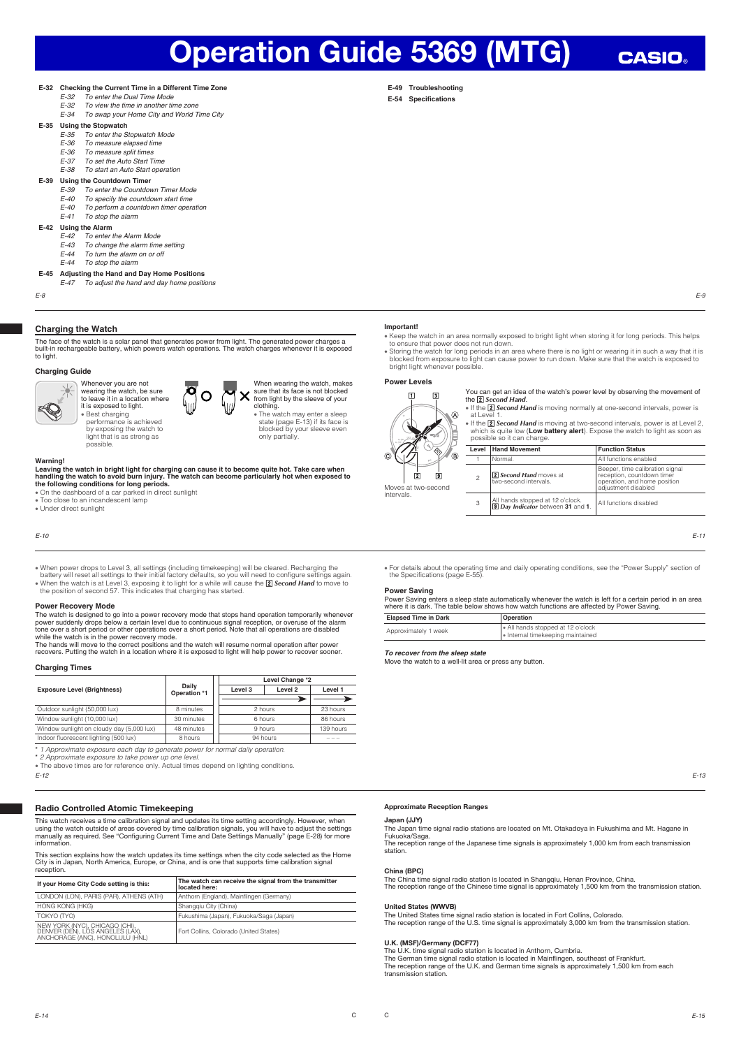# Operation Guide 5369 (MTG)

**E-32 Checking the Current Time in a Different Time Zone**
- *E-32 To enter the Dual Time Mode*
- *E-32 To view the time in another time zone*
- *E-34 To swap your Home City and World Time City*

**E-35 Using the Stopwatch**
- *E-35 To enter the Stopwatch Mode*
- *E-36 To measure elapsed time*
- *E-36 To measure split times*
- *E-37 To set the Auto Start Time*
- *E-38 To start an Auto Start operation*

**E-39 Using the Countdown Timer**
- *E-39 To enter the Countdown Timer Mode*
- *E-40 To specify the countdown start time*
- *E-40 To perform a countdown timer operation*
- *E-41 To stop the alarm*

**E-42 Using the Alarm**
- *E-42 To enter the Alarm Mode*
- *E-43 To change the alarm time setting*
- *E-44 To turn the alarm on or off*
- *E-44 To stop the alarm*

**E-45 Adjusting the Hand and Day Home Positions**
- *E-47 To adjust the hand and day home positions*

**E-49 Troubleshooting**

**E-54 Specifications**

## Charging the Watch

The face of the watch is a solar panel that generates power from light. The generated power charges a built-in rechargeable battery, which powers watch operations. The watch charges whenever it is exposed to light.

### Charging Guide

Whenever you are not wearing the watch, be sure to leave it in a location where it is exposed to light.
- Best charging performance is achieved by exposing the watch to light that is as strong as possible.

When wearing the watch, makes sure that its face is not blocked from light by the sleeve of your clothing.
- The watch may enter a sleep state (page E-13) if its face is blocked by your sleeve even only partially.

**Warning!**

**Leaving the watch in bright light for charging can cause it to become quite hot. Take care when handling the watch to avoid burn injury. The watch can become particularly hot when exposed to the following conditions for long periods.**
- On the dashboard of a car parked in direct sunlight
- Too close to an incandescent lamp
- Under direct sunlight

**Important!**
- Keep the watch in an area normally exposed to bright light when storing it for long periods. This helps to ensure that power does not run down.
- Storing the watch for long periods in an area where there is no light or wearing it in such a way that it is blocked from exposure to light can cause power to run down. Make sure that the watch is exposed to bright light whenever possible.

### Power Levels

You can get an idea of the watch's power level by observing the movement of the [2] *Second Hand*.
- If the [2] *Second Hand* is moving normally at one-second intervals, power is at Level 1.
- If the [2] *Second Hand* is moving at two-second intervals, power is at Level 2, which is quite low (**Low battery alert**). Expose the watch to light as soon as possible so it can charge.

Moves at two-second intervals.

| Level | Hand Movement | Function Status |
|---|---|---|
| 1 | Normal. | All functions enabled |
| 2 | [2] *Second Hand* moves at two-second intervals. | Beeper, time calibration signal reception, countdown timer operation, and home position adjustment disabled |
| 3 | All hands stopped at 12 o'clock. [9] *Day Indicator* between **31** and **1**. | All functions disabled |

- When power drops to Level 3, all settings (including timekeeping) will be cleared. Recharging the battery will reset all settings to their initial factory defaults, so you will need to configure settings again.
- When the watch is at Level 3, exposing it to light for a while will cause the [2] *Second Hand* to move to the position of second 57. This indicates that charging has started.

### Power Recovery Mode

The watch is designed to go into a power recovery mode that stops hand operation temporarily whenever power suddenly drops below a certain level due to continuous signal reception, or overuse of the alarm tone over a short period or other operations over a short period. Note that all operations are disabled while the watch is in the power recovery mode.

The hands will move to the correct positions and the watch will resume normal operation after power recovers. Putting the watch in a location where it is exposed to light will help power to recover sooner.

### Charging Times

| Exposure Level (Brightness) | Daily Operation *1 | Level Change *2 Level 3 → Level 2 | | Level 1 |
|---|---|---|---|---|
| Outdoor sunlight (50,000 lux) | 8 minutes | 2 hours | | 23 hours |
| Window sunlight (10,000 lux) | 30 minutes | 6 hours | | 86 hours |
| Window sunlight on cloudy day (5,000 lux) | 48 minutes | 9 hours | | 139 hours |
| Indoor fluorescent lighting (500 lux) | 8 hours | 94 hours | | – – – |

*\* 1 Approximate exposure each day to generate power for normal daily operation.*

*\* 2 Approximate exposure to take power up one level.*

- The above times are for reference only. Actual times depend on lighting conditions.

- For details about the operating time and daily operating conditions, see the "Power Supply" section of the Specifications (page E-55).

### Power Saving

Power Saving enters a sleep state automatically whenever the watch is left for a certain period in an area where it is dark. The table below shows how watch operation is affected by Power Saving.

| Elapsed Time in Dark | Operation |
|---|---|
| Approximately 1 week | • All hands stopped at 12 o'clock<br>• Internal timekeeping maintained |

***To recover from the sleep state***

Move the watch to a well-lit area or press any button.

## Radio Controlled Atomic Timekeeping

This watch receives a time calibration signal and updates its time setting accordingly. However, when using the watch outside of areas covered by time calibration signals, you will have to adjust the settings manually as required. See "Configuring Current Time and Date Settings Manually" (page E-28) for more information.

This section explains how the watch updates its time settings when the city code selected as the Home City is in Japan, North America, Europe, or China, and is one that supports time calibration signal reception.

| If your Home City Code setting is this: | The watch can receive the signal from the transmitter located here: |
|---|---|
| LONDON (LON), PARIS (PAR), ATHENS (ATH) | Anthorn (England), Mainflingen (Germany) |
| HONG KONG (HKG) | Shangqiu City (China) |
| TOKYO (TYO) | Fukushima (Japan), Fukuoka/Saga (Japan) |
| NEW YORK (NYC), CHICAGO (CHI), DENVER (DEN), LOS ANGELES (LAX), ANCHORAGE (ANC), HONOLULU (HNL) | Fort Collins, Colorado (United States) |

### Approximate Reception Ranges

**Japan (JJY)**

The Japan time signal radio stations are located on Mt. Otakadoya in Fukushima and Mt. Hagane in Fukuoka/Saga.

The reception range of the Japanese time signals is approximately 1,000 km from each transmission station.

**China (BPC)**

The China time signal radio station is located in Shangqiu, Henan Province, China.

The reception range of the Chinese time signal is approximately 1,500 km from the transmission station.

**United States (WWVB)**

The United States time signal radio station is located in Fort Collins, Colorado.

The reception range of the U.S. time signal is approximately 3,000 km from the transmission station.

**U.K. (MSF)/Germany (DCF77)**

The U.K. time signal radio station is located in Anthorn, Cumbria.

The German time signal radio station is located in Mainflingen, southeast of Frankfurt.

The reception range of the U.K. and German time signals is approximately 1,500 km from each transmission station.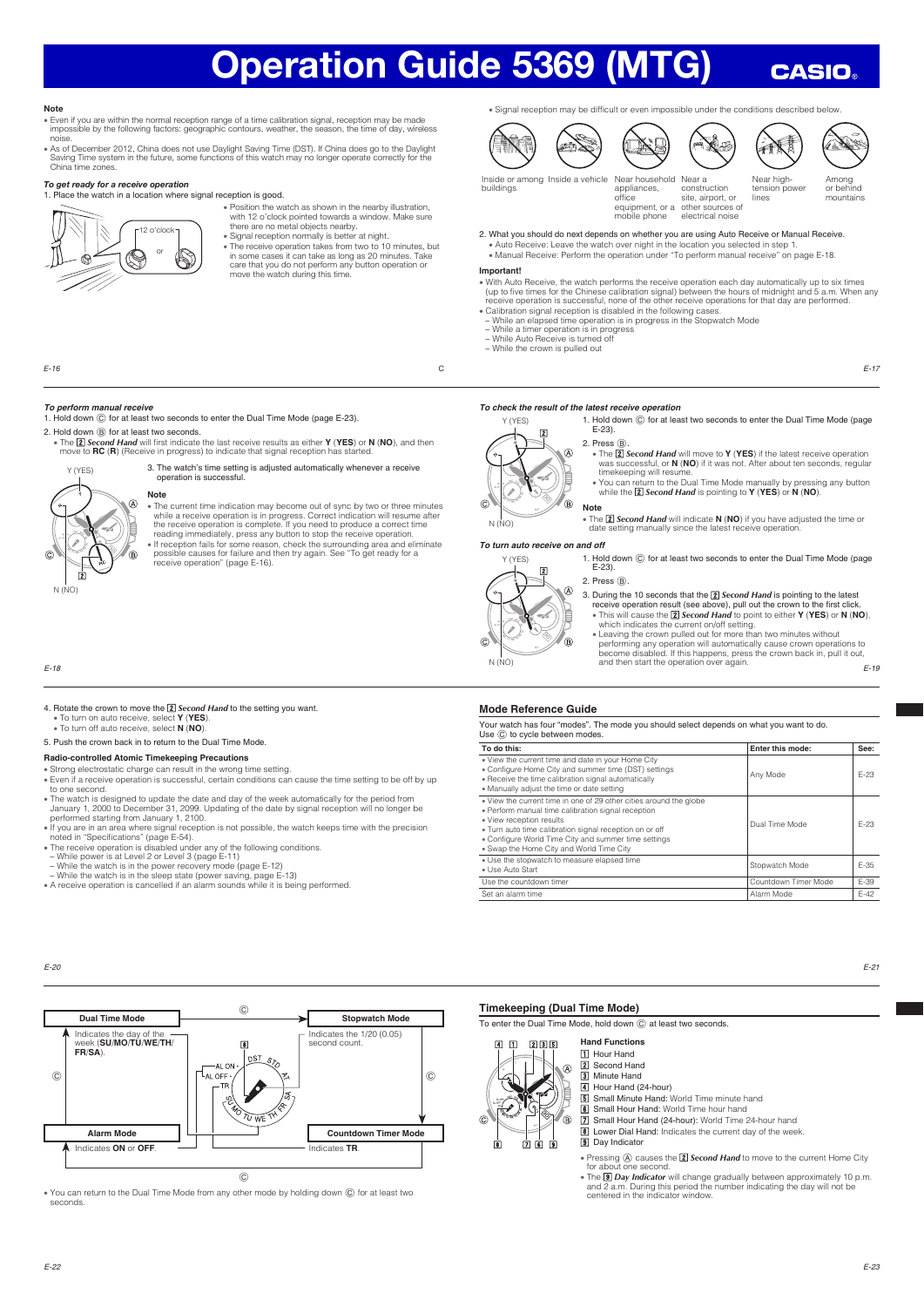# Operation Guide 5369 (MTG)

CASIO

### Note

- Even if you are within the normal reception range of a time calibration signal, reception may be made impossible by the following factors: geographic contours, weather, the season, the time of day, wireless noise.
- As of December 2012, China does not use Daylight Saving Time (DST). If China does go to the Daylight Saving Time system in the future, some functions of this watch may no longer operate correctly for the China time zones.

*To get ready for a receive operation*

1. Place the watch in a location where signal reception is good.

12 o'clock

or

- Position the watch as shown in the nearby illustration, with 12 o'clock pointed towards a window. Make sure there are no metal objects nearby.
- Signal reception normally is better at night.
- The receive operation takes from two to 10 minutes, but in some cases it can take as long as 20 minutes. Take care that you do not perform any button operation or move the watch during this time.

- Signal reception may be difficult or even impossible under the conditions described below.

Inside or among buildings | Inside a vehicle | Near household appliances, office equipment, or a mobile phone | Near a construction site, airport, or other sources of electrical noise | Near high-tension power lines | Among or behind mountains

2. What you should do next depends on whether you are using Auto Receive or Manual Receive.
   - Auto Receive: Leave the watch over night in the location you selected in step 1.
   - Manual Receive: Perform the operation under "To perform manual receive" on page E-18.

### Important!

- With Auto Receive, the watch performs the receive operation each day automatically up to six times (up to five times for the Chinese calibration signal) between the hours of midnight and 5 a.m. When any receive operation is successful, none of the other receive operations for that day are performed.
- Calibration signal reception is disabled in the following cases.
  - While an elapsed time operation is in progress in the Stopwatch Mode
  - While a timer operation is in progress
  - While Auto Receive is turned off
  - While the crown is pulled out

*To perform manual receive*

1. Hold down Ⓒ for at least two seconds to enter the Dual Time Mode (page E-23).
2. Hold down Ⓑ for at least two seconds.
   - The 2 ***Second Hand*** will first indicate the last receive results as either **Y** (**YES**) or **N** (**NO**), and then move to **RC** (**R**) (Receive in progress) to indicate that signal reception has started.

3. The watch's time setting is adjusted automatically whenever a receive operation is successful.

**Note**

- The current time indication may become out of sync by two or three minutes while a receive operation is in progress. Correct indication will resume after the receive operation is complete. If you need to produce a correct time reading immediately, press any button to stop the receive operation.
- If reception fails for some reason, check the surrounding area and eliminate possible causes for failure and then try again. See "To get ready for a receive operation" (page E-16).

*To check the result of the latest receive operation*

1. Hold down Ⓒ for at least two seconds to enter the Dual Time Mode (page E-23).
2. Press Ⓑ.
   - The 2 ***Second Hand*** will move to **Y** (**YES**) if the latest receive operation was successful, or **N** (**NO**) if it was not. After about ten seconds, regular timekeeping will resume.
   - You can return to the Dual Time Mode manually by pressing any button while the 2 ***Second Hand*** is pointing to **Y** (**YES**) or **N** (**NO**).

**Note**

- The 2 ***Second Hand*** will indicate **N** (**NO**) if you have adjusted the time or date setting manually since the latest receive operation.

*To turn auto receive on and off*

1. Hold down Ⓒ for at least two seconds to enter the Dual Time Mode (page E-23).
2. Press Ⓑ.
3. During the 10 seconds that the 2 ***Second Hand*** is pointing to the latest receive operation result (see above), pull out the crown to the first click.
   - This will cause the 2 ***Second Hand*** to point to either **Y** (**YES**) or **N** (**NO**), which indicates the current on/off setting.
   - Leaving the crown pulled out for more than two minutes without performing any operation will automatically cause crown operations to become disabled. If this happens, press the crown back in, pull it out, and then start the operation over again.
4. Rotate the crown to move the 2 ***Second Hand*** to the setting you want.
   - To turn on auto receive, select **Y** (**YES**).
   - To turn off auto receive, select **N** (**NO**).
5. Push the crown back in to return to the Dual Time Mode.

### Radio-controlled Atomic Timekeeping Precautions

- Strong electrostatic charge can result in the wrong time setting.
- Even if a receive operation is successful, certain conditions can cause the time setting to be off by up to one second.
- The watch is designed to update the date and day of the week automatically for the period from January 1, 2000 to December 31, 2099. Updating of the date by signal reception will no longer be performed starting from January 1, 2100.
- If you are in an area where signal reception is not possible, the watch keeps time with the precision noted in "Specifications" (page E-54).
- The receive operation is disabled under any of the following conditions.
  - While power is at Level 2 or Level 3 (page E-11)
  - While the watch is in the power recovery mode (page E-12)
  - While the watch is in the sleep state (power saving, page E-13)
- A receive operation is cancelled if an alarm sounds while it is being performed.

## Mode Reference Guide

Your watch has four "modes". The mode you should select depends on what you want to do. Use Ⓒ to cycle between modes.

| To do this: | Enter this mode: | See: |
|---|---|---|
| • View the current time and date in your Home City<br>• Configure Home City and summer time (DST) settings<br>• Receive the time calibration signal automatically<br>• Manually adjust the time or date setting | Any Mode | E-23 |
| • View the current time in one of 29 other cities around the globe<br>• Perform manual time calibration signal reception<br>• View reception results<br>• Turn auto time calibration signal reception on or off<br>• Configure World Time City and summer time settings<br>• Swap the Home City and World Time City | Dual Time Mode | E-23 |
| • Use the stopwatch to measure elapsed time<br>• Use Auto Start | Stopwatch Mode | E-35 |
| Use the countdown timer | Countdown Timer Mode | E-39 |
| Set an alarm time | Alarm Mode | E-42 |

**Dual Time Mode** — Indicates the day of the week (**SU**/**MO**/**TU**/**WE**/**TH**/**FR**/**SA**).

**Stopwatch Mode** — Indicates the 1/20 (0.05) second count.

**Countdown Timer Mode** — Indicates **TR**.

**Alarm Mode** — Indicates **ON** or **OFF**.

- You can return to the Dual Time Mode from any other mode by holding down Ⓒ for at least two seconds.

## Timekeeping (Dual Time Mode)

To enter the Dual Time Mode, hold down Ⓒ at least two seconds.

**Hand Functions**

1 Hour Hand
2 Second Hand
3 Minute Hand
4 Hour Hand (24-hour)
5 Small Minute Hand: World Time minute hand
6 Small Hour Hand: World Time hour hand
7 Small Hour Hand (24-hour): World Time 24-hour hand
8 Lower Dial Hand: Indicates the current day of the week.
9 Day Indicator

- Pressing Ⓐ causes the 2 ***Second Hand*** to move to the current Home City for about one second.
- The 9 ***Day Indicator*** will change gradually between approximately 10 p.m. and 2 a.m. During this period the number indicating the day will not be centered in the indicator window.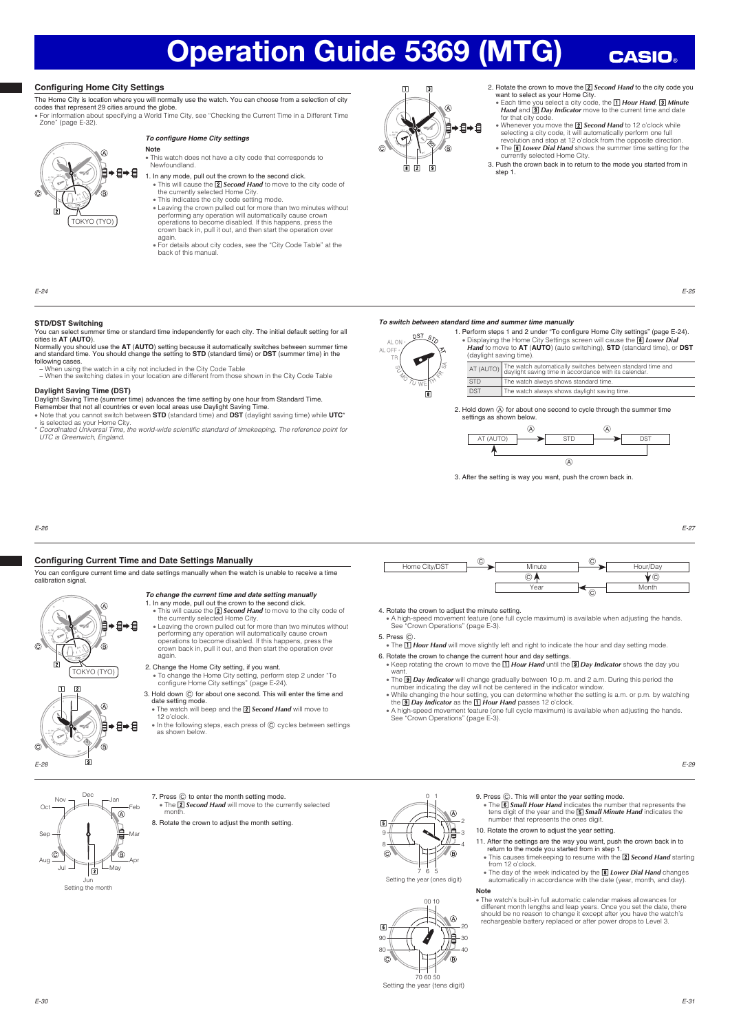# Operation Guide 5369 (MTG)

CASIO

## Configuring Home City Settings

The Home City is location where you will normally use the watch. You can choose from a selection of city codes that represent 29 cities around the globe.

- For information about specifying a World Time City, see "Checking the Current Time in a Different Time Zone" (page E-32).

TOKYO (TYO)

### To configure Home City settings

**Note**

- This watch does not have a city code that corresponds to Newfoundland.

1. In any mode, pull out the crown to the second click.
   - This will cause the 2 ***Second Hand*** to move to the city code of the currently selected Home City.
   - This indicates the city code setting mode.
   - Leaving the crown pulled out for more than two minutes without performing any operation will automatically cause crown operations to become disabled. If this happens, press the crown back in, pull it out, and then start the operation over again.
   - For details about city codes, see the "City Code Table" at the back of this manual.
2. Rotate the crown to move the 2 ***Second Hand*** to the city code you want to select as your Home City.
   - Each time you select a city code, the 1 ***Hour Hand***, 3 ***Minute Hand*** and 9 ***Day Indicator*** move to the current time and date for that city code.
   - Whenever you move the 2 ***Second Hand*** to 12 o'clock while selecting a city code, it will automatically perform one full revolution and stop at 12 o'clock from the opposite direction.
   - The 8 ***Lower Dial Hand*** shows the summer time setting for the currently selected Home City.
3. Push the crown back in to return to the mode you started from in step 1.

## STD/DST Switching

You can select summer time or standard time independently for each city. The initial default setting for all cities is **AT** (**AUTO**).

Normally you should use the **AT** (**AUTO**) setting because it automatically switches between summer time and standard time. You should change the setting to **STD** (standard time) or **DST** (summer time) in the following cases.

– When using the watch in a city not included in the City Code Table
– When the switching dates in your location are different from those shown in the City Code Table

### Daylight Saving Time (DST)

Daylight Saving Time (summer time) advances the time setting by one hour from Standard Time. Remember that not all countries or even local areas use Daylight Saving Time.

- Note that you cannot switch between **STD** (standard time) and **DST** (daylight saving time) while **UTC**\* is selected as your Home City.

\* *Coordinated Universal Time, the world-wide scientific standard of timekeeping. The reference point for UTC is Greenwich, England.*

### To switch between standard time and summer time manually

1. Perform steps 1 and 2 under "To configure Home City settings" (page E-24).
   - Displaying the Home City Settings screen will cause the 8 ***Lower Dial Hand*** to move to **AT** (**AUTO**) (auto switching), **STD** (standard time), or **DST** (daylight saving time).

| | |
|---|---|
| AT (AUTO) | The watch automatically switches between standard time and daylight saving time in accordance with its calendar. |
| STD | The watch always shows standard time. |
| DST | The watch always shows daylight saving time. |

2. Hold down Ⓐ for about one second to cycle through the summer time settings as shown below.

AT (AUTO) → Ⓐ → STD → Ⓐ → DST → Ⓐ → AT (AUTO)

3. After the setting is way you want, push the crown back in.

## Configuring Current Time and Date Settings Manually

You can configure current time and date settings manually when the watch is unable to receive a time calibration signal.

### To change the current time and date setting manually

1. In any mode, pull out the crown to the second click.
   - This will cause the 2 ***Second Hand*** to move to the city code of the currently selected Home City.
   - Leaving the crown pulled out for more than two minutes without performing any operation will automatically cause crown operations to become disabled. If this happens, press the crown back in, pull it out, and then start the operation over again.
2. Change the Home City setting, if you want.
   - To change the Home City setting, perform step 2 under "To configure Home City settings" (page E-24).
3. Hold down Ⓒ for about one second. This will enter the time and date setting mode.
   - The watch will beep and the 2 ***Second Hand*** will move to 12 o'clock.
   - In the following steps, each press of Ⓒ cycles between settings as shown below.

Home City/DST → Ⓒ → Minute → Ⓒ → Hour/Day → Ⓒ → Month → Ⓒ → Year → Ⓒ → Minute

4. Rotate the crown to adjust the minute setting.
   - A high-speed movement feature (one full cycle maximum) is available when adjusting the hands. See "Crown Operations" (page E-3).
5. Press Ⓒ.
   - The 1 ***Hour Hand*** will move slightly left and right to indicate the hour and day setting mode.
6. Rotate the crown to change the current hour and day settings.
   - Keep rotating the crown to move the 1 ***Hour Hand*** until the 9 ***Day Indicator*** shows the day you want.
   - The 9 ***Day Indicator*** will change gradually between 10 p.m. and 2 a.m. During this period the number indicating the day will not be centered in the indicator window.
   - While changing the hour setting, you can determine whether the setting is a.m. or p.m. by watching the 9 ***Day Indicator*** as the 1 ***Hour Hand*** passes 12 o'clock.
   - A high-speed movement feature (one full cycle maximum) is available when adjusting the hands. See "Crown Operations" (page E-3).
7. Press Ⓒ to enter the month setting mode.
   - The 2 ***Second Hand*** will move to the currently selected month.
8. Rotate the crown to adjust the month setting.

Setting the month

9. Press Ⓒ. This will enter the year setting mode.
   - The 6 ***Small Hour Hand*** indicates the number that represents the tens digit of the year and the 5 ***Small Minute Hand*** indicates the number that represents the ones digit.
10. Rotate the crown to adjust the year setting.
11. After the settings are the way you want, push the crown back in to return to the mode you started from in step 1.
    - This causes timekeeping to resume with the 2 ***Second Hand*** starting from 12 o'clock.
    - The day of the week indicated by the 8 ***Lower Dial Hand*** changes automatically in accordance with the date (year, month, and day).

Setting the year (ones digit)

Setting the year (tens digit)

**Note**

- The watch's built-in full automatic calendar makes allowances for different month lengths and leap years. Once you set the date, there should be no reason to change it except after you have the watch's rechargeable battery replaced or after power drops to Level 3.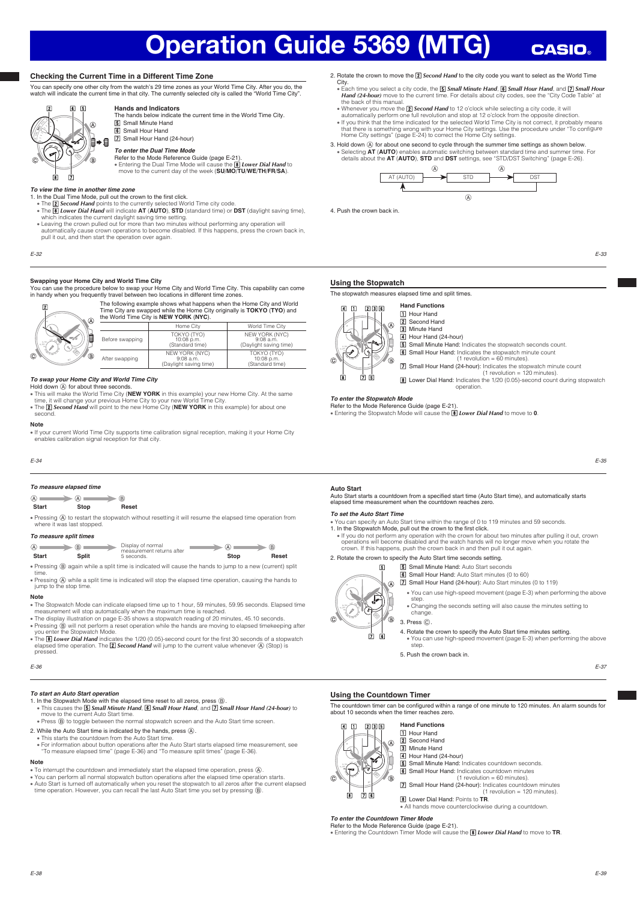# Operation Guide 5369 (MTG)

CASIO

## Checking the Current Time in a Different Time Zone

You can specify one other city from the watch's 29 time zones as your World Time City. After you do, the watch will indicate the current time in that city. The currently selected city is called the "World Time City".

### Hands and Indicators

The hands below indicate the current time in the World Time City.

5 Small Minute Hand
6 Small Hour Hand
7 Small Hour Hand (24-hour)

***To enter the Dual Time Mode***

Refer to the Mode Reference Guide (page E-21).

- Entering the Dual Time Mode will cause the 8 ***Lower Dial Hand*** to move to the current day of the week (**SU**/**MO**/**TU**/**WE**/**TH**/**FR**/**SA**).

***To view the time in another time zone***

1. In the Dual Time Mode, pull out the crown to the first click.
   - The 2 ***Second Hand*** points to the currently selected World Time city code.
   - The 8 ***Lower Dial Hand*** will indicate **AT** (**AUTO**), **STD** (standard time) or **DST** (daylight saving time), which indicates the current daylight saving time setting.
   - Leaving the crown pulled out for more than two minutes without performing any operation will automatically cause crown operations to become disabled. If this happens, press the crown back in, pull it out, and then start the operation over again.
2. Rotate the crown to move the 2 ***Second Hand*** to the city code you want to select as the World Time City.
   - Each time you select a city code, the 5 ***Small Minute Hand***, 6 ***Small Hour Hand***, and 7 ***Small Hour Hand (24-hour)*** move to the current time. For details about city codes, see the "City Code Table" at the back of this manual.
   - Whenever you move the 2 ***Second Hand*** to 12 o'clock while selecting a city code, it will automatically perform one full revolution and stop at 12 o'clock from the opposite direction.
   - If you think that the time indicated for the selected World Time city is not correct, it probably means that there is something wrong with your Home City settings. Use the procedure under "To configure Home City settings" (page E-24) to correct the Home City settings.
3. Hold down Ⓐ for about one second to cycle through the summer time settings as shown below.
   - Selecting **AT** (**AUTO**) enables automatic switching between standard time and summer time. For details about the **AT** (**AUTO**), **STD** and **DST** settings, see "STD/DST Switching" (page E-26).

AT (AUTO) →Ⓐ→ STD →Ⓐ→ DST →Ⓐ→ AT (AUTO)

4. Push the crown back in.

### Swapping your Home City and World Time City

You can use the procedure below to swap your Home City and World Time City. This capability can come in handy when you frequently travel between two locations in different time zones.

The following example shows what happens when the Home City and World Time City are swapped while the Home City originally is **TOKYO** (**TYO**) and the World Time City is **NEW YORK** (**NYC**).

| | Home City | World Time City |
|---|---|---|
| Before swapping | TOKYO (TYO)<br>10:08 p.m.<br>(Standard time) | NEW YORK (NYC)<br>9:08 a.m.<br>(Daylight saving time) |
| After swapping | NEW YORK (NYC)<br>9:08 a.m.<br>(Daylight saving time) | TOKYO (TYO)<br>10:08 p.m.<br>(Standard time) |

***To swap your Home City and World Time City***

Hold down Ⓐ for about three seconds.

- This will make the World Time City (**NEW YORK** in this example) your new Home City. At the same time, it will change your previous Home City to your new World Time City.
- The 2 ***Second Hand*** will point to the new Home City (**NEW YORK** in this example) for about one second.

**Note**

- If your current World Time City supports time calibration signal reception, making it your Home City enables calibration signal reception for that city.

## Using the Stopwatch

The stopwatch measures elapsed time and split times.

### Hand Functions

1 Hour Hand
2 Second Hand
3 Minute Hand
4 Hour Hand (24-hour)
5 Small Minute Hand: Indicates the stopwatch seconds count.
6 Small Hour Hand: Indicates the stopwatch minute count (1 revolution = 60 minutes).
7 Small Hour Hand (24-hour): Indicates the stopwatch minute count (1 revolution = 120 minutes).
8 Lower Dial Hand: Indicates the 1/20 (0.05)-second count during stopwatch operation.

***To enter the Stopwatch Mode***

Refer to the Mode Reference Guide (page E-21).

- Entering the Stopwatch Mode will cause the 8 ***Lower Dial Hand*** to move to **0**.

***To measure elapsed time***

Ⓐ Start → Ⓐ Stop → Ⓑ Reset

- Pressing Ⓐ to restart the stopwatch without resetting it will resume the elapsed time operation from where it was last stopped.

***To measure split times***

Ⓐ Start → Ⓑ Split → Display of normal measurement returns after 5 seconds. → Ⓐ Stop → Ⓑ Reset

- Pressing Ⓑ again while a split time is indicated will cause the hands to jump to a new (current) split time.
- Pressing Ⓐ while a split time is indicated will stop the elapsed time operation, causing the hands to jump to the stop time.

**Note**

- The Stopwatch Mode can indicate elapsed time up to 1 hour, 59 minutes, 59.95 seconds. Elapsed time measurement will stop automatically when the maximum time is reached.
- The display illustration on page E-35 shows a stopwatch reading of 20 minutes, 45.10 seconds.
- Pressing Ⓑ will not perform a reset operation while the hands are moving to elapsed timekeeping after you enter the Stopwatch Mode.
- The 8 ***Lower Dial Hand*** indicates the 1/20 (0.05)-second count for the first 30 seconds of a stopwatch elapsed time operation. The 2 ***Second Hand*** will jump to the current value whenever Ⓐ (Stop) is pressed.

### Auto Start

Auto Start starts a countdown from a specified start time (Auto Start time), and automatically starts elapsed time measurement when the countdown reaches zero.

***To set the Auto Start Time***

- You can specify an Auto Start time within the range of 0 to 119 minutes and 59 seconds.

1. In the Stopwatch Mode, pull out the crown to the first click.
   - If you do not perform any operation with the crown for about two minutes after pulling it out, crown operations will become disabled and the watch hands will no longer move when you rotate the crown. If this happens, push the crown back in and then pull it out again.
2. Rotate the crown to specify the Auto Start time seconds setting.

   5 Small Minute Hand: Auto Start seconds
   6 Small Hour Hand: Auto Start minutes (0 to 60)
   7 Small Hour Hand (24-hour): Auto Start minutes (0 to 119)

   - You can use high-speed movement (page E-3) when performing the above step.
   - Changing the seconds setting will also cause the minutes setting to change.
3. Press Ⓒ.
4. Rotate the crown to specify the Auto Start time minutes setting.
   - You can use high-speed movement (page E-3) when performing the above step.
5. Push the crown back in.

***To start an Auto Start operation***

1. In the Stopwatch Mode with the elapsed time reset to all zeros, press Ⓑ.
   - This causes the 5 ***Small Minute Hand***, 6 ***Small Hour Hand***, and 7 ***Small Hour Hand (24-hour)*** to move to the current Auto Start time.
   - Press Ⓑ to toggle between the normal stopwatch screen and the Auto Start time screen.
2. While the Auto Start time is indicated by the hands, press Ⓐ.
   - This starts the countdown from the Auto Start time.
   - For information about button operations after the Auto Start starts elapsed time measurement, see "To measure elapsed time" (page E-36) and "To measure split times" (page E-36).

**Note**

- To interrupt the countdown and immediately start the elapsed time operation, press Ⓐ.
- You can perform all normal stopwatch button operations after the elapsed time operation starts.
- Auto Start is turned off automatically when you reset the stopwatch to all zeros after the current elapsed time operation. However, you can recall the last Auto Start time you set by pressing Ⓑ.

## Using the Countdown Timer

The countdown timer can be configured within a range of one minute to 120 minutes. An alarm sounds for about 10 seconds when the timer reaches zero.

### Hand Functions

1 Hour Hand
2 Second Hand
3 Minute Hand
4 Hour Hand (24-hour)
5 Small Minute Hand: Indicates countdown seconds.
6 Small Hour Hand: Indicates countdown minutes (1 revolution = 60 minutes).
7 Small Hour Hand (24-hour): Indicates countdown minutes (1 revolution = 120 minutes).
8 Lower Dial Hand: Points to **TR**.

- All hands move counterclockwise during a countdown.

***To enter the Countdown Timer Mode***

Refer to the Mode Reference Guide (page E-21).

- Entering the Countdown Timer Mode will cause the 8 ***Lower Dial Hand*** to move to **TR**.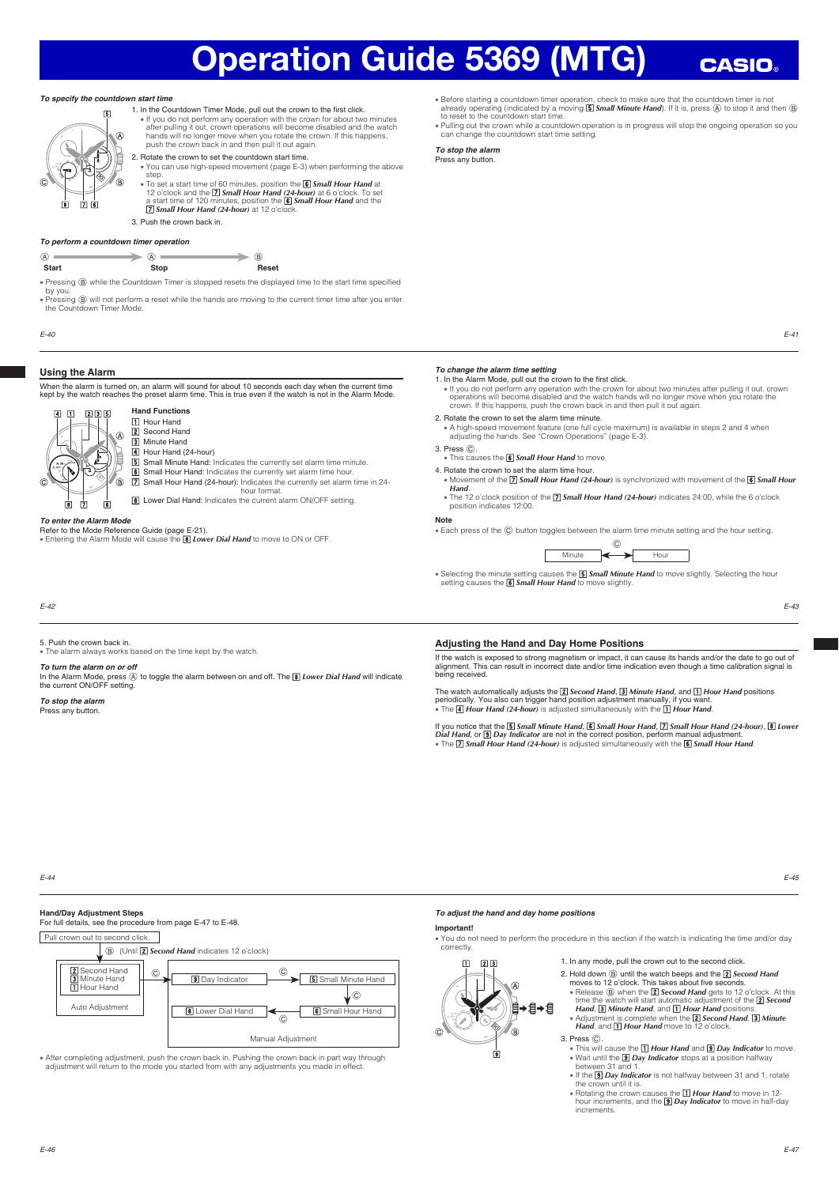# Operation Guide 5369 (MTG)

*To specify the countdown start time*

1. In the Countdown Timer Mode, pull out the crown to the first click.
   - If you do not perform any operation with the crown for about two minutes after pulling it out, crown operations will become disabled and the watch hands will no longer move when you rotate the crown. If this happens, push the crown back in and then pull it out again.
2. Rotate the crown to set the countdown start time.
   - You can use high-speed movement (page E-3) when performing the above step.
   - To set a start time of 60 minutes, position the 6 ***Small Hour Hand*** at 12 o'clock and the 7 ***Small Hour Hand (24-hour)*** at 6 o'clock. To set a start time of 120 minutes, position the 6 ***Small Hour Hand*** and the 7 ***Small Hour Hand (24-hour)*** at 12 o'clock.
3. Push the crown back in.

*To perform a countdown timer operation*

Ⓐ Start → Ⓐ Stop → Ⓑ Reset

- Pressing Ⓑ while the Countdown Timer is stopped resets the displayed time to the start time specified by you.
- Pressing Ⓑ will not perform a reset while the hands are moving to the current timer time after you enter the Countdown Timer Mode.

- Before starting a countdown timer operation, check to make sure that the countdown timer is not already operating (indicated by a moving 5 ***Small Minute Hand***). If it is, press Ⓐ to stop it and then Ⓑ to reset it to the countdown start time.
- Pulling out the crown while a countdown operation is in progress will stop the ongoing operation so you can change the countdown start time setting.

*To stop the alarm*

Press any button.

## Using the Alarm

When the alarm is turned on, an alarm will sound for about 10 seconds each day when the current time kept by the watch reaches the preset alarm time. This is true even if the watch is not in the Alarm Mode.

**Hand Functions**

1 Hour Hand
2 Second Hand
3 Minute Hand
4 Hour Hand (24-hour)
5 Small Minute Hand: Indicates the currently set alarm time minute.
6 Small Hour Hand: Indicates the currently set alarm time hour.
7 Small Hour Hand (24-hour): Indicates the currently set alarm time in 24-hour format.
8 Lower Dial Hand: Indicates the current alarm ON/OFF setting.

*To enter the Alarm Mode*

Refer to the Mode Reference Guide (page E-21).

- Entering the Alarm Mode will cause the 8 ***Lower Dial Hand*** to move to ON or OFF.

*To change the alarm time setting*

1. In the Alarm Mode, pull out the crown to the first click.
   - If you do not perform any operation with the crown for about two minutes after pulling it out, crown operations will become disabled and the watch hands will no longer move when you rotate the crown. If this happens, push the crown back in and then pull it out again.
2. Rotate the crown to set the alarm time minute.
   - A high-speed movement feature (one full cycle maximum) is available in steps 2 and 4 when adjusting the hands. See "Crown Operations" (page E-3).
3. Press Ⓒ.
   - This causes the 6 ***Small Hour Hand*** to move.
4. Rotate the crown to set the alarm time hour.
   - Movement of the 7 ***Small Hour Hand (24-hour)*** is synchronized with movement of the 6 ***Small Hour Hand***.
   - The 12 o'clock position of the 7 ***Small Hour Hand (24-hour)*** indicates 24:00, while the 6 o'clock position indicates 12:00.

**Note**

- Each press of the Ⓒ button toggles between the alarm time minute setting and the hour setting.

Minute ⟷ (Ⓒ) ⟷ Hour

- Selecting the minute setting causes the 5 ***Small Minute Hand*** to move slightly. Selecting the hour setting causes the 6 ***Small Hour Hand*** to move slightly.

5. Push the crown back in.

- The alarm always works based on the time kept by the watch.

*To turn the alarm on or off*

In the Alarm Mode, press Ⓐ to toggle the alarm between on and off. The 8 ***Lower Dial Hand*** will indicate the current ON/OFF setting.

*To stop the alarm*

Press any button.

## Adjusting the Hand and Day Home Positions

If the watch is exposed to strong magnetism or impact, it can cause its hands and/or the date to go out of alignment. This can result in incorrect date and/or time indication even though a time calibration signal is being received.

The watch automatically adjusts the 2 ***Second Hand***, 3 ***Minute Hand***, and 1 ***Hour Hand*** positions periodically. You also can trigger hand position adjustment manually, if you want.

- The 4 ***Hour Hand (24-hour)*** is adjusted simultaneously with the 1 ***Hour Hand***.

If you notice that the 5 ***Small Minute Hand***, 6 ***Small Hour Hand***, 7 ***Small Hour Hand (24-hour)***, 8 ***Lower Dial Hand***, or 9 ***Day Indicator*** are not in the correct position, perform manual adjustment.

- The 7 ***Small Hour Hand (24-hour)*** is adjusted simultaneously with the 6 ***Small Hour Hand***.

**Hand/Day Adjustment Steps**

For full details, see the procedure from page E-47 to E-48.

Pull crown out to second click.
↓ Ⓑ (Until 2 ***Second Hand*** indicates 12 o'clock)

Auto Adjustment: 2 Second Hand, 3 Minute Hand, 1 Hour Hand
→ Ⓒ → Manual Adjustment: 9 Day Indicator → Ⓒ → 5 Small Minute Hand → Ⓒ → 6 Small Hour Hand → Ⓒ → 8 Lower Dial Hand → Ⓒ → (back to 9 Day Indicator)

- After completing adjustment, push the crown back in. Pushing the crown back in part way through adjustment will return to the mode you started from with any adjustments you made in effect.

*To adjust the hand and day home positions*

**Important!**

- You do not need to perform the procedure in this section if the watch is indicating the time and/or day correctly.

1. In any mode, pull the crown out to the second click.
2. Hold down Ⓑ until the watch beeps and the 2 ***Second Hand*** moves to 12 o'clock. This takes about five seconds.
   - Release Ⓑ when the 2 ***Second Hand*** gets to 12 o'clock. At this time the watch will start automatic adjustment of the 2 ***Second Hand***, 3 ***Minute Hand***, and 1 ***Hour Hand*** positions.
   - Adjustment is complete when the 2 ***Second Hand***, 3 ***Minute Hand***, and 1 ***Hour Hand*** move to 12 o'clock.
3. Press Ⓒ.
   - This will cause the 1 ***Hour Hand*** and 9 ***Day Indicator*** to move.
   - Wait until the 9 ***Day Indicator*** stops at a position halfway between 31 and 1.
   - If the 9 ***Day Indicator*** is not halfway between 31 and 1, rotate the crown until it is.
   - Rotating the crown causes the 1 ***Hour Hand*** to move in 12-hour increments, and the 9 ***Day Indicator*** to move in half-day increments.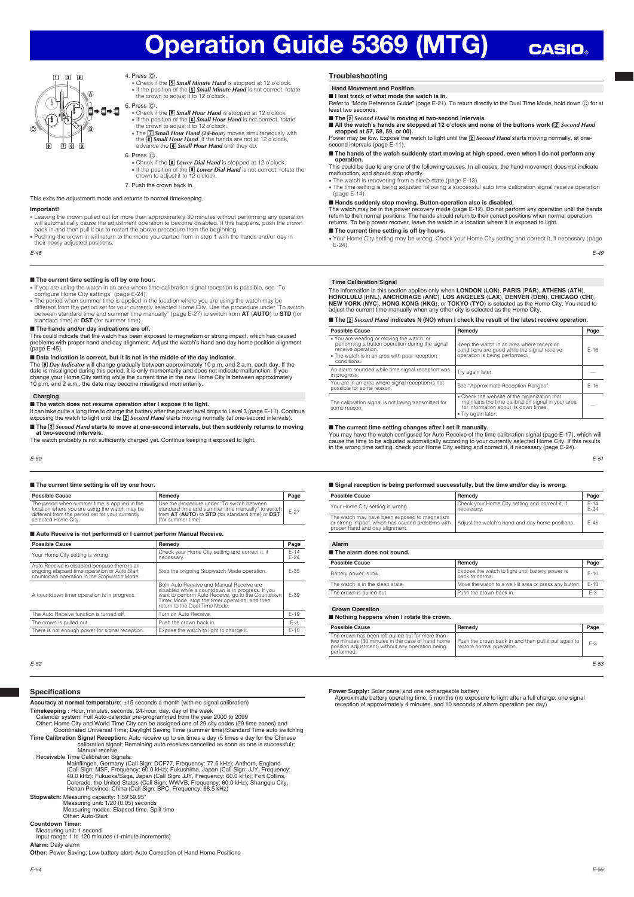# Operation Guide 5369 (MTG)

4. Press Ⓒ.
   - Check if the 5 *Small Minute Hand* is stopped at 12 o'clock.
   - If the position of the 5 *Small Minute Hand* is not correct, rotate the crown to adjust it to 12 o'clock.
5. Press Ⓒ.
   - Check if the 6 *Small Hour Hand* is stopped at 12 o'clock.
   - If the position of the 6 *Small Hour Hand* is not correct, rotate the crown to adjust it to 12 o'clock.
   - The 7 *Small Hour Hand (24-hour)* moves simultaneously with the 6 *Small Hour Hand*. If the hands are not at 12 o'clock, advance the 6 *Small Hour Hand* until they do.
6. Press Ⓒ.
   - Check if the 8 *Lower Dial Hand* is stopped at 12 o'clock.
   - If the position of the 8 *Lower Dial Hand* is not correct, rotate the crown to adjust it to 12 o'clock.
7. Push the crown back in.

This exits the adjustment mode and returns to normal timekeeping.

**Important!**

- Leaving the crown pulled out for more than approximately 30 minutes without performing any operation will automatically cause the adjustment operation to become disabled. If this happens, push the crown back in and then pull it out to restart the above procedure from the beginning.
- Pushing the crown in will return to the mode you started from in step 1 with the hands and/or day in their newly adjusted positions.

## Troubleshooting

### Hand Movement and Position

**■ I lost track of what mode the watch is in.**

Refer to "Mode Reference Guide" (page E-21). To return directly to the Dual Time Mode, hold down Ⓒ for at least two seconds.

**■ The 2 *Second Hand* is moving at two-second intervals.**

**■ All the watch's hands are stopped at 12 o'clock and none of the buttons work (2 *Second Hand* stopped at 57, 58, 59, or 00).**

Power may be low. Expose the watch to light until the 2 *Second Hand* starts moving normally, at one-second intervals (page E-11).

**■ The hands of the watch suddenly start moving at high speed, even when I do not perform any operation.**

This could be due to any one of the following causes. In all cases, the hand movement does not indicate malfunction, and should stop shortly.

- The watch is recovering from a sleep state (page E-13).
- The time setting is being adjusted following a successful auto time calibration signal receive operation (page E-14).

**■ Hands suddenly stop moving. Button operation also is disabled.**

The watch may be in the power recovery mode (page E-12). Do not perform any operation until the hands return to their normal positions. The hands should return to their correct positions when normal operation returns. To help power recover, leave the watch in a location where it is exposed to light.

**■ The current time setting is off by hours.**

- Your Home City setting may be wrong. Check your Home City setting and correct it, if necessary (page E-24).

**■ The current time setting is off by one hour.**

- If you are using the watch in an area where time calibration signal reception is possible, see "To configure Home City settings" (page E-24).
- The period when summer time is applied in the location where you are using the watch may be different from the period set for your currently selected Home City. Use the procedure under "To switch between standard time and summer time manually" (page E-27) to switch from **AT** (**AUTO**) to **STD** (for standard time) or **DST** (for summer time).

**■ The hands and/or day indications are off.**

This could indicate that the watch has been exposed to magnetism or strong impact, which has caused problems with proper hand and day alignment. Adjust the watch's hand and day home position alignment (page E-45).

**■ Data indication is correct, but it is not in the middle of the day indicator.**

The 9 *Day Indicator* will change gradually between approximately 10 p.m. and 2 a.m. each day. If the date is misaligned during this period, it is only momentarily and does not indicate malfunction. If you change your Home City setting while the current time in the new Home City is between approximately 10 p.m. and 2 a.m., the date may become misaligned momentarily.

### Charging

**■ The watch does not resume operation after I expose it to light.**

It can take quite a long time to charge the battery after the power level drops to Level 3 (page E-11). Continue exposing the watch to light until the 2 *Second Hand* starts moving normally (at one-second intervals).

**■ The 2 *Second Hand* starts to move at one-second intervals, but then suddenly returns to moving at two-second intervals.**

The watch probably is not sufficiently charged yet. Continue keeping it exposed to light.

### Time Calibration Signal

The information in this section applies only when **LONDON** (**LON**), **PARIS** (**PAR**), **ATHENS** (**ATH**), **HONOLULU** (**HNL**), **ANCHORAGE** (**ANC**), **LOS ANGELES** (**LAX**), **DENVER** (**DEN**), **CHICAGO** (**CHI**), **NEW YORK** (**NYC**), **HONG KONG** (**HKG**), or **TOKYO** (**TYO**) is selected as the Home City. You need to adjust the current time manually when any other city is selected as the Home City.

**■ The 2 *Second Hand* indicates N (NO) when I check the result of the latest receive operation.**

| Possible Cause | Remedy | Page |
|---|---|---|
| • You are wearing or moving the watch, or performing a button operation during the signal receive operation.<br>• The watch is in an area with poor reception conditions. | Keep the watch in an area where reception conditions are good while the signal receive operation is being performed. | E-16 |
| An alarm sounded while time signal reception was in progress. | Try again later. | — |
| You are in an area where signal reception is not possible for some reason. | See "Approximate Reception Ranges". | E-15 |
| The calibration signal is not being transmitted for some reason. | • Check the website of the organization that maintains the time calibration signal in your area for information about its down times.<br>• Try again later. | — |

**■ The current time setting changes after I set it manually.**

You may have the watch configured for Auto Receive of the time calibration signal (page E-17), which will cause the time to be adjusted automatically according to your currently selected Home City. If this results in the wrong time setting, check your Home City setting and correct it, if necessary (page E-24).

**■ The current time setting is off by one hour.**

| Possible Cause | Remedy | Page |
|---|---|---|
| The period when summer time is applied in the location where you are using the watch may be different from the period set for your currently selected Home City. | Use the procedure under "To switch between standard time and summer time manually" to switch from **AT** (**AUTO**) to **STD** (for standard time) or **DST** (for summer time). | E-27 |

**■ Auto Receive is not performed or I cannot perform Manual Receive.**

| Possible Cause | Remedy | Page |
|---|---|---|
| Your Home City setting is wrong. | Check your Home City setting and correct it, if necessary. | E-14<br>E-24 |
| Auto Receive is disabled because there is an ongoing elapsed time operation or Auto Start countdown operation in the Stopwatch Mode. | Stop the ongoing Stopwatch Mode operation. | E-35 |
| A countdown timer operation is in progress. | Both Auto Receive and Manual Receive are disabled while a countdown is in progress. If you want to perform Auto Receive, go to the Countdown Timer Mode, stop the timer operation, and then return to the Dual Time Mode. | E-39 |
| The Auto Receive function is turned off. | Turn on Auto Receive. | E-19 |
| The crown is pulled out. | Push the crown back in. | E-3 |
| There is not enough power for signal reception. | Expose the watch to light to charge it. | E-10 |

**■ Signal reception is being performed successfully, but the time and/or day is wrong.**

| Possible Cause | Remedy | Page |
|---|---|---|
| Your Home City setting is wrong. | Check your Home City setting and correct it, if necessary. | E-14<br>E-24 |
| The watch may have been exposed to magnetism or strong impact, which has caused problems with proper hand and day alignment. | Adjust the watch's hand and day home positions. | E-45 |

### Alarm

**■ The alarm does not sound.**

| Possible Cause | Remedy | Page |
|---|---|---|
| Battery power is low. | Expose the watch to light until battery power is back to normal. | E-10 |
| The watch is in the sleep state. | Move the watch to a well-lit area or press any button. | E-13 |
| The crown is pulled out. | Push the crown back in. | E-3 |

### Crown Operation

**■ Nothing happens when I rotate the crown.**

| Possible Cause | Remedy | Page |
|---|---|---|
| The crown has been left pulled out for more than two minutes (30 minutes in the case of hand home position adjustment) without any operation being performed. | Push the crown back in and then pull it out again to restore normal operation. | E-3 |

## Specifications

**Accuracy at normal temperature:** ±15 seconds a month (with no signal calibration)

**Timekeeping :** Hour, minutes, seconds, 24-hour, day, day of the week
Calendar system: Full Auto-calendar pre-programmed from the year 2000 to 2099
Other: Home City and World Time City can be assigned one of 29 city codes (29 time zones) and Coordinated Universal Time; Daylight Saving Time (summer time)/Standard Time auto switching

**Time Calibration Signal Reception:** Auto receive up to six times a day (5 times a day for the Chinese calibration signal; Remaining auto receives cancelled as soon as one is successful); Manual receive
Receivable Time Calibration Signals:
Mainflingen, Germany (Call Sign: DCF77, Frequency: 77.5 kHz); Anthorn, England (Call Sign: MSF, Frequency: 60.0 kHz); Fukushima, Japan (Call Sign: JJY, Frequency: 40.0 kHz); Fukuoka/Saga, Japan (Call Sign: JJY, Frequency: 60.0 kHz); Fort Collins, Colorado, the United States (Call Sign: WWVB, Frequency: 60.0 kHz); Shangqiu City, Henan Province, China (Call Sign: BPC, Frequency: 68.5 kHz)

**Stopwatch:** Measuring capacity: 1:59'59.95"
Measuring unit: 1/20 (0.05) seconds
Measuring modes: Elapsed time, Split time
Other: Auto-Start

**Countdown Timer:**
Measuring unit: 1 second
Input range: 1 to 120 minutes (1-minute increments)

**Alarm:** Daily alarm

**Other:** Power Saving; Low battery alert; Auto Correction of Hand Home Positions

**Power Supply:** Solar panel and one rechargeable battery
Approximate battery operating time: 5 months (no exposure to light after a full charge; one signal reception of approximately 4 minutes, and 10 seconds of alarm operation per day)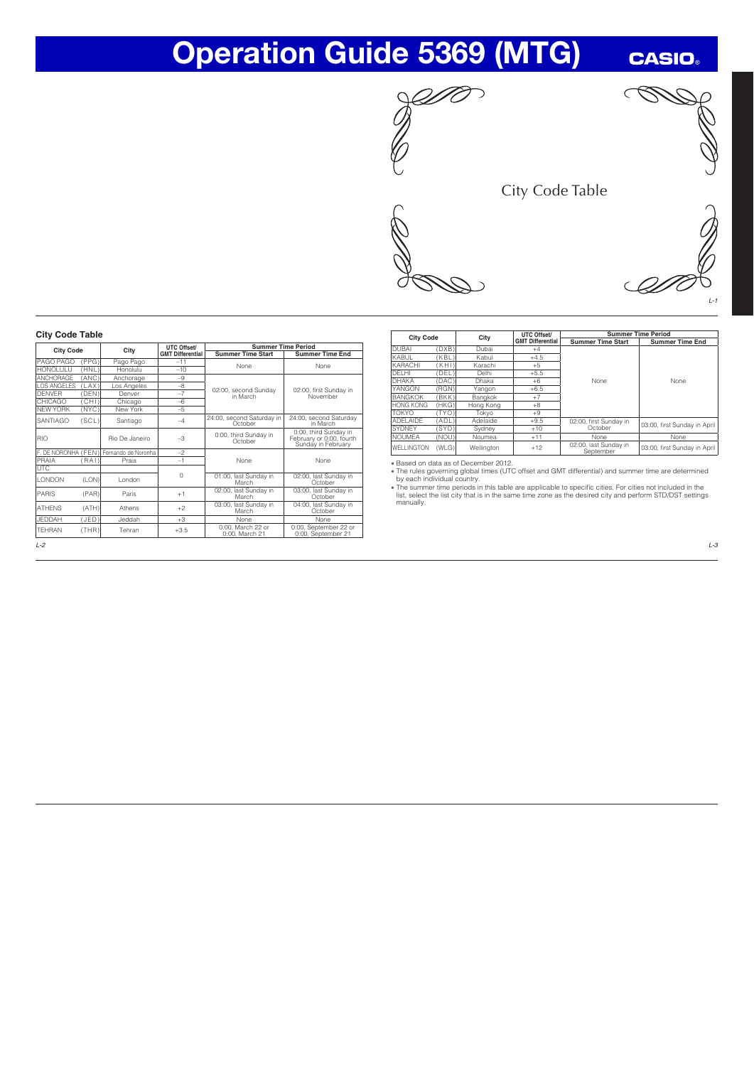# Operation Guide 5369 (MTG)

CASIO

City Code Table

## City Code Table

| City Code | | City | UTC Offset/ GMT Differential | Summer Time Period | |
|---|---|---|---|---|---|
| | | | | Summer Time Start | Summer Time End |
| PAGO PAGO | (PPG) | Pago Pago | –11 | None | None |
| HONOLULU | (HNL) | Honolulu | –10 | | |
| ANCHORAGE | (ANC) | Anchorage | –9 | 02:00, second Sunday in March | 02:00, first Sunday in November |
| LOS ANGELES | (LAX) | Los Angeles | –8 | | |
| DENVER | (DEN) | Denver | –7 | | |
| CHICAGO | (CHI) | Chicago | –6 | | |
| NEW YORK | (NYC) | New York | –5 | | |
| SANTIAGO | (SCL) | Santiago | –4 | 24:00, second Saturday in October | 24:00, second Saturday in March |
| RIO | | Rio De Janeiro | –3 | 0:00, third Sunday in October | 0:00, third Sunday in February or 0:00, fourth Sunday in February |
| F. DE NORONHA | (FEN) | Fernando de Noronha | –2 | None | None |
| PRAIA | (RAI) | Praia | –1 | | |
| UTC | | | 0 | | |
| LONDON | (LON) | London | | 01:00, last Sunday in March | 02:00, last Sunday in October |
| PARIS | (PAR) | Paris | +1 | 02:00, last Sunday in March | 03:00, last Sunday in October |
| ATHENS | (ATH) | Athens | +2 | 03:00, last Sunday in March | 04:00, last Sunday in October |
| JEDDAH | (JED) | Jeddah | +3 | None | None |
| TEHRAN | (THR) | Tehran | +3.5 | 0:00, March 22 or 0:00, March 21 | 0:00, September 22 or 0:00, September 21 |
| DUBAI | (DXB) | Dubai | +4 | None | None |
| KABUL | (KBL) | Kabul | +4.5 | | |
| KARACHI | (KHI) | Karachi | +5 | | |
| DELHI | (DEL) | Delhi | +5.5 | | |
| DHAKA | (DAC) | Dhaka | +6 | | |
| YANGON | (RGN) | Yangon | +6.5 | | |
| BANGKOK | (BKK) | Bangkok | +7 | | |
| HONG KONG | (HKG) | Hong Kong | +8 | | |
| TOKYO | (TYO) | Tokyo | +9 | | |
| ADELAIDE | (ADL) | Adelaide | +9.5 | 02:00, first Sunday in October | 03:00, first Sunday in April |
| SYDNEY | (SYD) | Sydney | +10 | | |
| NOUMEA | (NOU) | Noumea | +11 | None | None |
| WELLINGTON | (WLG) | Wellington | +12 | 02:00, last Sunday in September | 03:00, first Sunday in April |

- Based on data as of December 2012.
- The rules governing global times (UTC offset and GMT differential) and summer time are determined by each individual country.
- The summer time periods in this table are applicable to specific cities. For cities not included in the list, select the list city that is in the same time zone as the desired city and perform STD/DST settings manually.